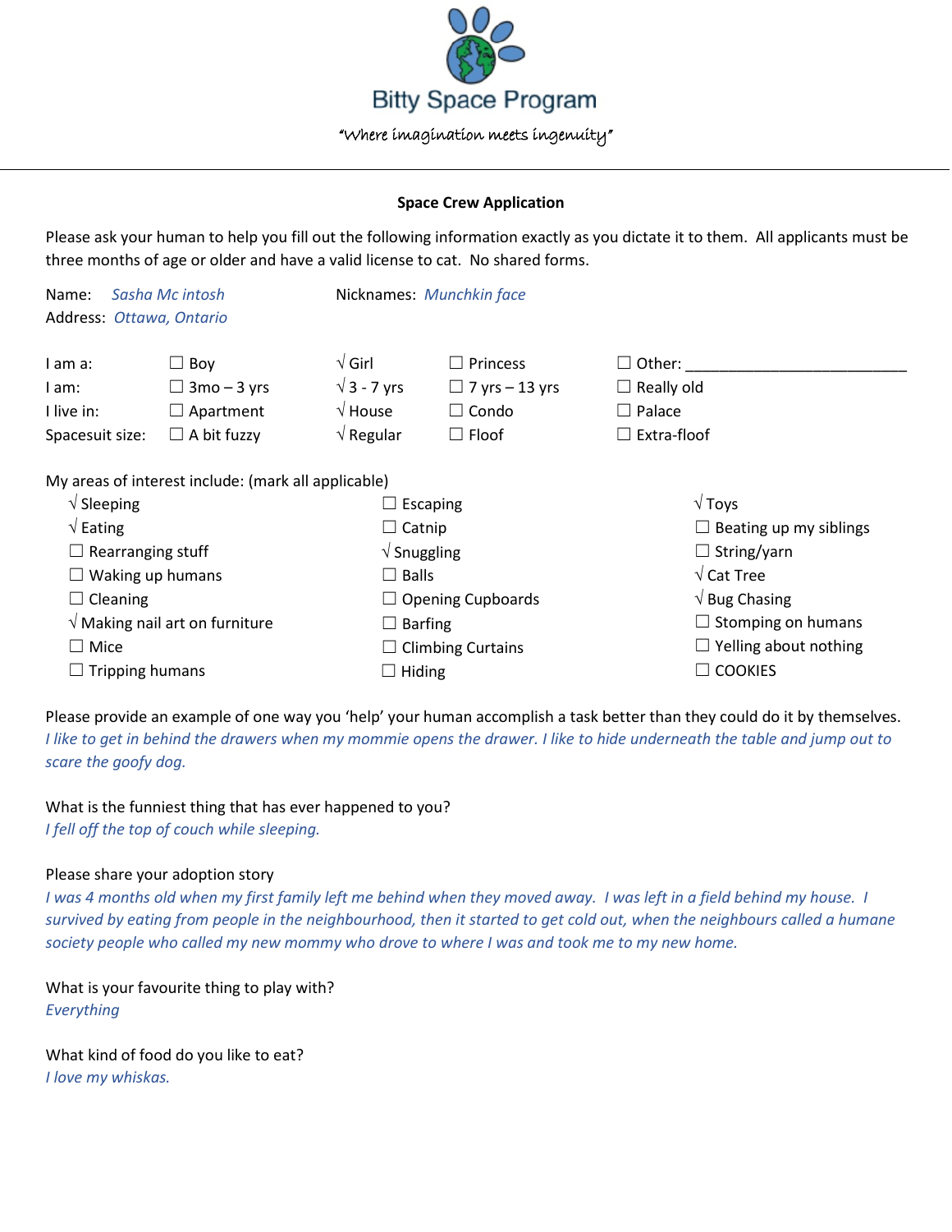# Bitty Space Program

*"Where imagination meets ingenuity"*

---

**Space Crew Application**

Please ask your human to help you fill out the following information exactly as you dictate it to them. All applicants must be three months of age or older and have a valid license to cat. No shared forms.

Name: *Sasha Mc intosh* Nicknames: *Munchkin face*
Address: *Ottawa, Ontario*

| | | | | |
|---|---|---|---|---|
| I am a: | ☐ Boy | √ Girl | ☐ Princess | ☐ Other: ___________________________ |
| I am: | ☐ 3mo – 3 yrs | √ 3 - 7 yrs | ☐ 7 yrs – 13 yrs | ☐ Really old |
| I live in: | ☐ Apartment | √ House | ☐ Condo | ☐ Palace |
| Spacesuit size: | ☐ A bit fuzzy | √ Regular | ☐ Floof | ☐ Extra-floof |

My areas of interest include: (mark all applicable)

| | | |
|---|---|---|
| √ Sleeping | ☐ Escaping | √ Toys |
| √ Eating | ☐ Catnip | ☐ Beating up my siblings |
| ☐ Rearranging stuff | √ Snuggling | ☐ String/yarn |
| ☐ Waking up humans | ☐ Balls | √ Cat Tree |
| ☐ Cleaning | ☐ Opening Cupboards | √ Bug Chasing |
| √ Making nail art on furniture | ☐ Barfing | ☐ Stomping on humans |
| ☐ Mice | ☐ Climbing Curtains | ☐ Yelling about nothing |
| ☐ Tripping humans | ☐ Hiding | ☐ COOKIES |

Please provide an example of one way you 'help' your human accomplish a task better than they could do it by themselves.
*I like to get in behind the drawers when my mommie opens the drawer. I like to hide underneath the table and jump out to scare the goofy dog.*

What is the funniest thing that has ever happened to you?
*I fell off the top of couch while sleeping.*

Please share your adoption story
*I was 4 months old when my first family left me behind when they moved away. I was left in a field behind my house. I survived by eating from people in the neighbourhood, then it started to get cold out, when the neighbours called a humane society people who called my new mommy who drove to where I was and took me to my new home.*

What is your favourite thing to play with?
*Everything*

What kind of food do you like to eat?
*I love my whiskas.*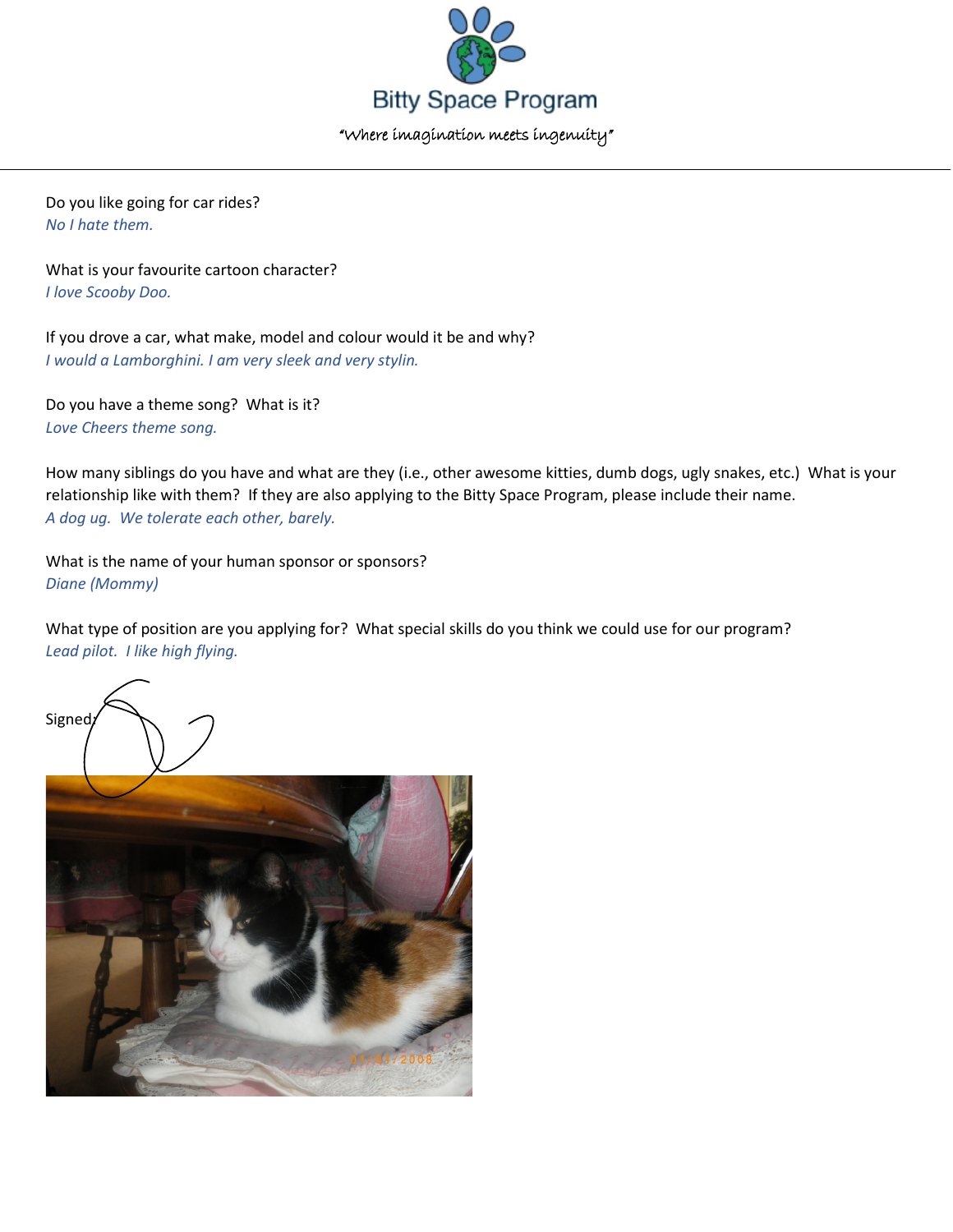Bitty Space Program

"Where imagination meets ingenuity"

Do you like going for car rides?

*No I hate them.*

What is your favourite cartoon character?

*I love Scooby Doo.*

If you drove a car, what make, model and colour would it be and why?

*I would a Lamborghini. I am very sleek and very stylin.*

Do you have a theme song? What is it?

*Love Cheers theme song.*

How many siblings do you have and what are they (i.e., other awesome kitties, dumb dogs, ugly snakes, etc.) What is your relationship like with them? If they are also applying to the Bitty Space Program, please include their name.

*A dog ug. We tolerate each other, barely.*

What is the name of your human sponsor or sponsors?

*Diane (Mommy)*

What type of position are you applying for? What special skills do you think we could use for our program?

*Lead pilot. I like high flying.*

Signed: